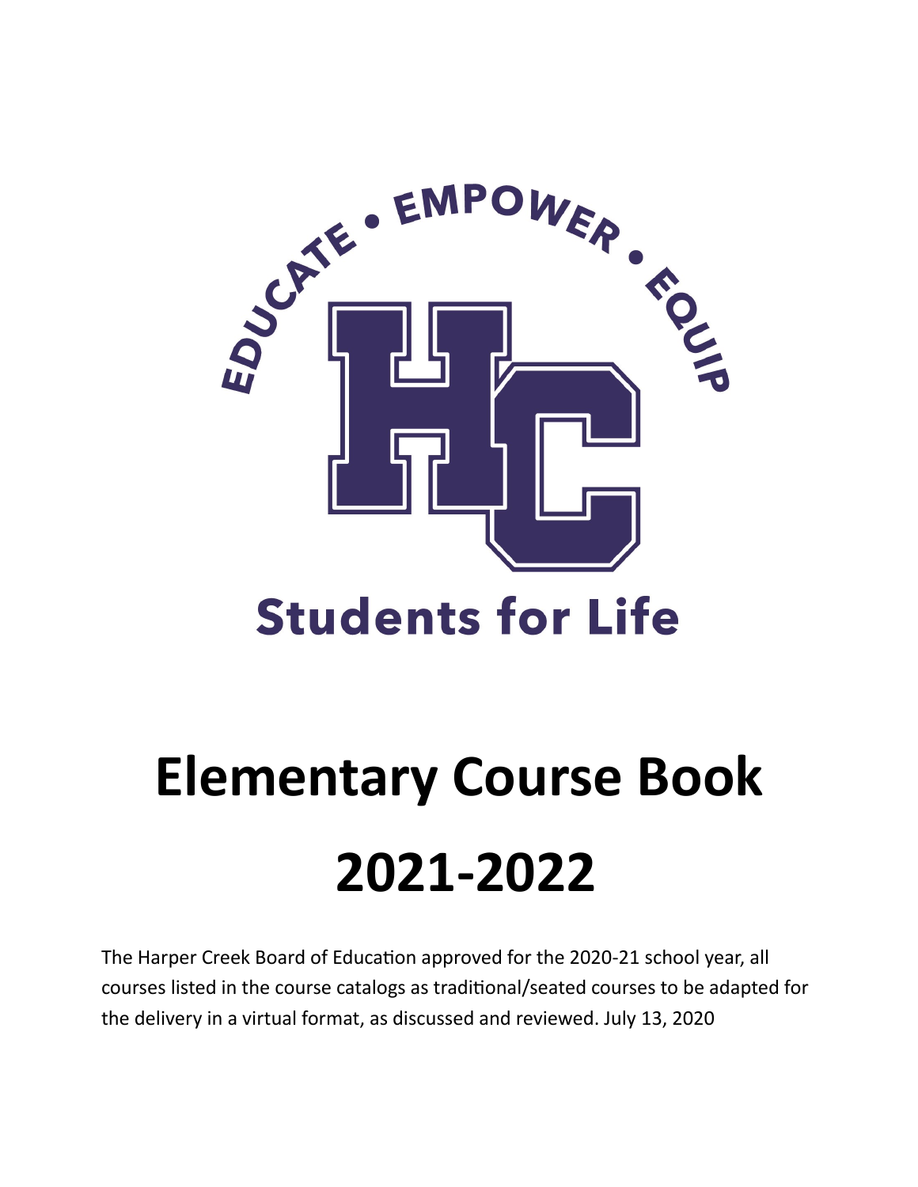EDUCATE • EMPOWER • EQUIP

HC

Students for Life

# Elementary Course Book

# 2021-2022

The Harper Creek Board of Education approved for the 2020-21 school year, all courses listed in the course catalogs as traditional/seated courses to be adapted for the delivery in a virtual format, as discussed and reviewed. July 13, 2020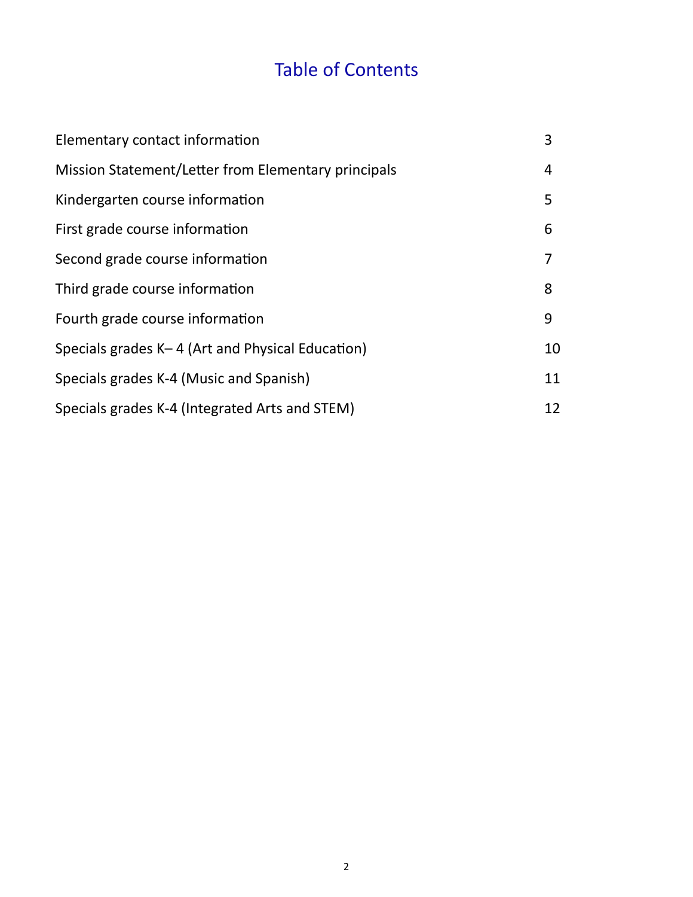# Table of Contents

| | |
|---|---|
| Elementary contact information | 3 |
| Mission Statement/Letter from Elementary principals | 4 |
| Kindergarten course information | 5 |
| First grade course information | 6 |
| Second grade course information | 7 |
| Third grade course information | 8 |
| Fourth grade course information | 9 |
| Specials grades K– 4 (Art and Physical Education) | 10 |
| Specials grades K-4 (Music and Spanish) | 11 |
| Specials grades K-4 (Integrated Arts and STEM) | 12 |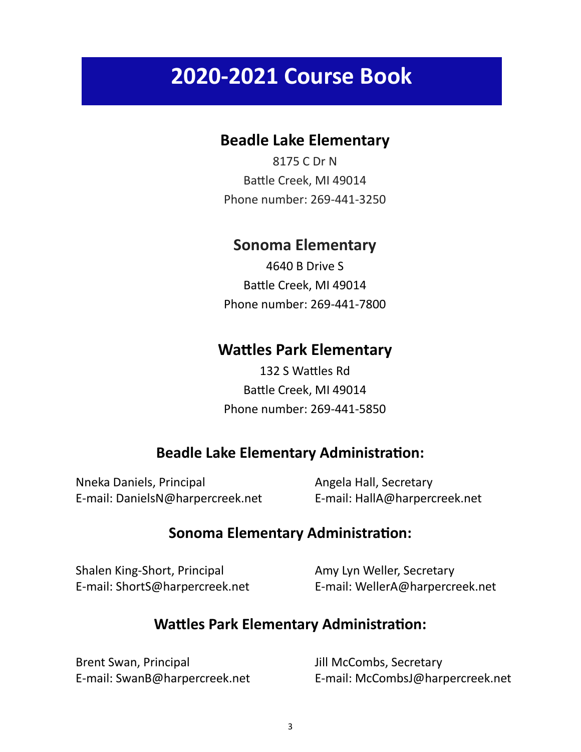# 2020-2021 Course Book

## Beadle Lake Elementary

8175 C Dr N
Battle Creek, MI 49014
Phone number: 269-441-3250

## Sonoma Elementary

4640 B Drive S
Battle Creek, MI 49014
Phone number: 269-441-7800

## Wattles Park Elementary

132 S Wattles Rd
Battle Creek, MI 49014
Phone number: 269-441-5850

## Beadle Lake Elementary Administration:

Nneka Daniels, Principal
E-mail: DanielsN@harpercreek.net

Angela Hall, Secretary
E-mail: HallA@harpercreek.net

## Sonoma Elementary Administration:

Shalen King-Short, Principal
E-mail: ShortS@harpercreek.net

Amy Lyn Weller, Secretary
E-mail: WellerA@harpercreek.net

## Wattles Park Elementary Administration:

Brent Swan, Principal
E-mail: SwanB@harpercreek.net

Jill McCombs, Secretary
E-mail: McCombsJ@harpercreek.net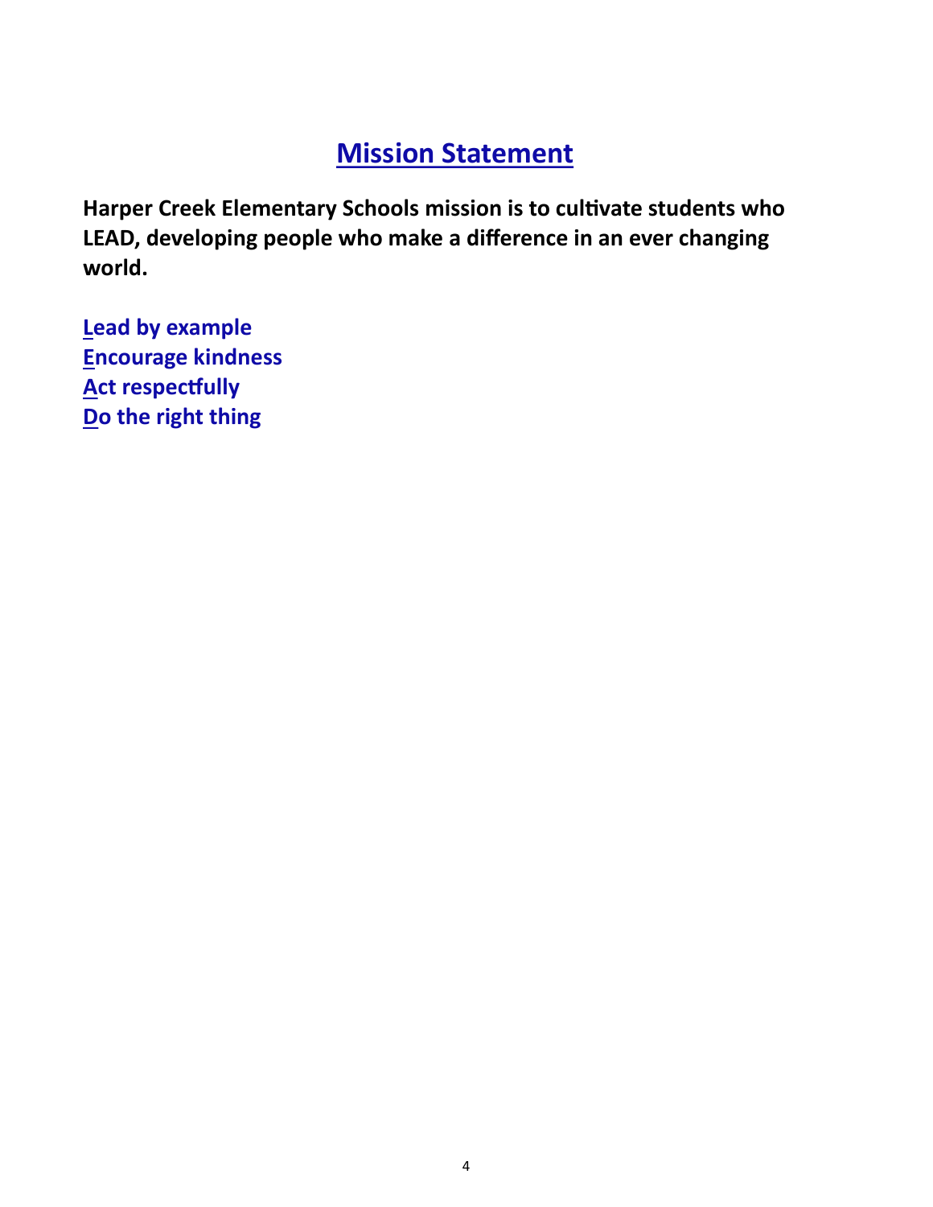# Mission Statement

**Harper Creek Elementary Schools mission is to cultivate students who LEAD, developing people who make a difference in an ever changing world.**

**Lead by example**
**Encourage kindness**
**Act respectfully**
**Do the right thing**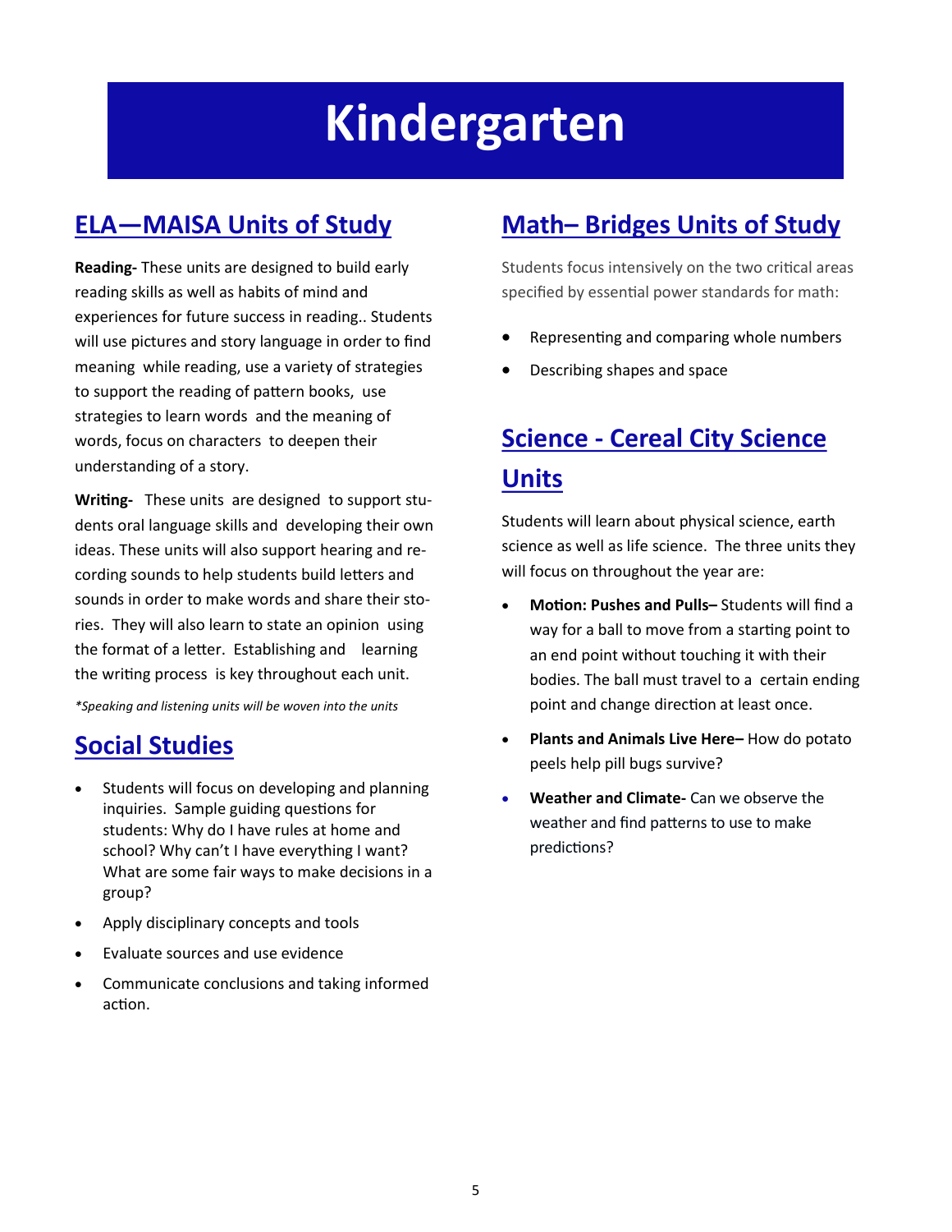# Kindergarten

## ELA—MAISA Units of Study

**Reading-** These units are designed to build early reading skills as well as habits of mind and experiences for future success in reading.. Students will use pictures and story language in order to find meaning while reading, use a variety of strategies to support the reading of pattern books, use strategies to learn words and the meaning of words, focus on characters to deepen their understanding of a story.

**Writing-** These units are designed to support students oral language skills and developing their own ideas. These units will also support hearing and recording sounds to help students build letters and sounds in order to make words and share their stories. They will also learn to state an opinion using the format of a letter. Establishing and learning the writing process is key throughout each unit.

*\*Speaking and listening units will be woven into the units*

## Social Studies

- Students will focus on developing and planning inquiries. Sample guiding questions for students: Why do I have rules at home and school? Why can't I have everything I want? What are some fair ways to make decisions in a group?
- Apply disciplinary concepts and tools
- Evaluate sources and use evidence
- Communicate conclusions and taking informed action.

## Math– Bridges Units of Study

Students focus intensively on the two critical areas specified by essential power standards for math:

- Representing and comparing whole numbers
- Describing shapes and space

## Science - Cereal City Science Units

Students will learn about physical science, earth science as well as life science. The three units they will focus on throughout the year are:

- **Motion: Pushes and Pulls–** Students will find a way for a ball to move from a starting point to an end point without touching it with their bodies. The ball must travel to a certain ending point and change direction at least once.
- **Plants and Animals Live Here–** How do potato peels help pill bugs survive?
- **Weather and Climate-** Can we observe the weather and find patterns to use to make predictions?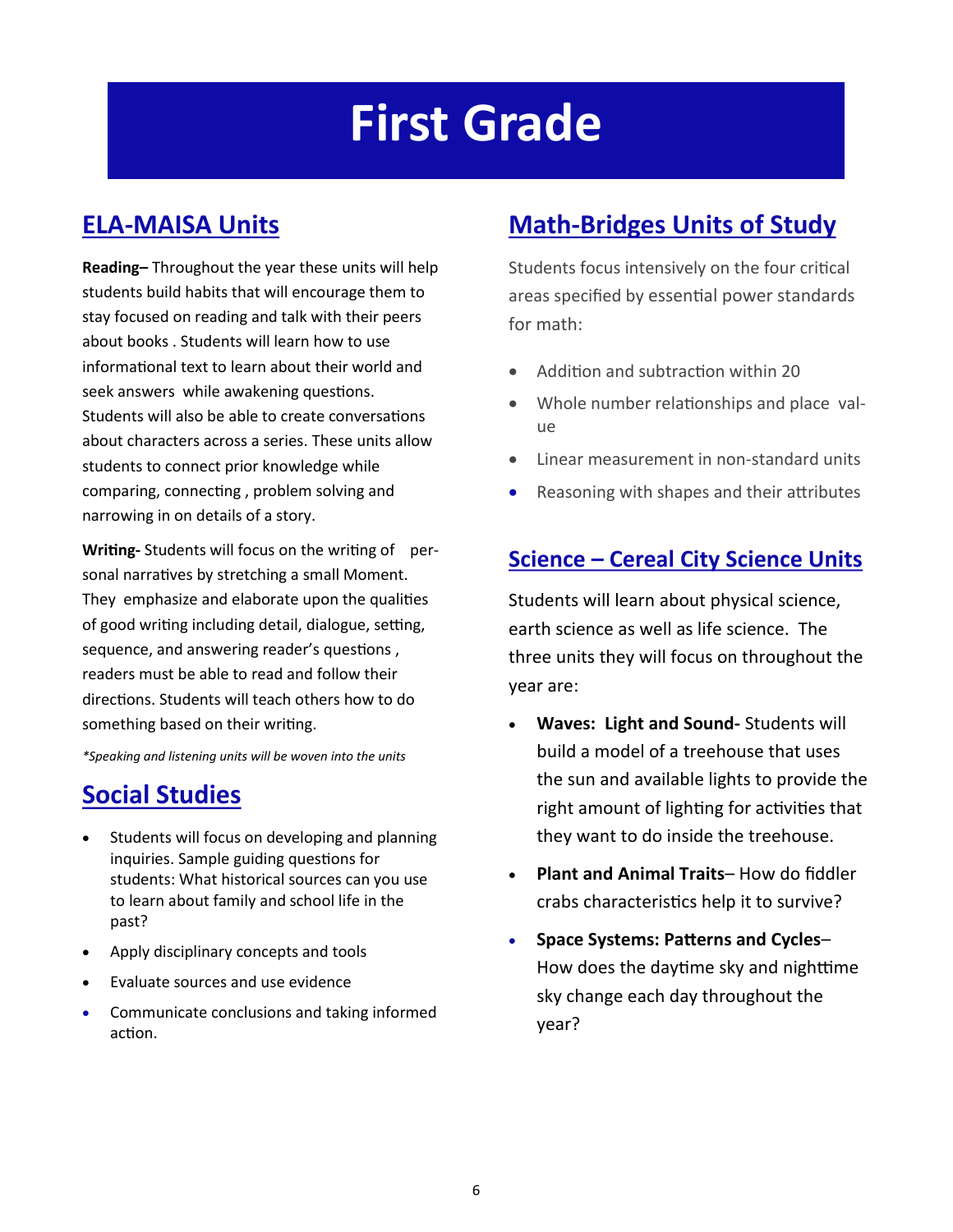# First Grade

## ELA-MAISA Units

**Reading–** Throughout the year these units will help students build habits that will encourage them to stay focused on reading and talk with their peers about books . Students will learn how to use informational text to learn about their world and seek answers while awakening questions. Students will also be able to create conversations about characters across a series. These units allow students to connect prior knowledge while comparing, connecting , problem solving and narrowing in on details of a story.

**Writing-** Students will focus on the writing of personal narratives by stretching a small Moment. They emphasize and elaborate upon the qualities of good writing including detail, dialogue, setting, sequence, and answering reader's questions , readers must be able to read and follow their directions. Students will teach others how to do something based on their writing.

*\*Speaking and listening units will be woven into the units*

## Social Studies

- Students will focus on developing and planning inquiries. Sample guiding questions for students: What historical sources can you use to learn about family and school life in the past?
- Apply disciplinary concepts and tools
- Evaluate sources and use evidence
- Communicate conclusions and taking informed action.

## Math-Bridges Units of Study

Students focus intensively on the four critical areas specified by essential power standards for math:

- Addition and subtraction within 20
- Whole number relationships and place value
- Linear measurement in non-standard units
- Reasoning with shapes and their attributes

## Science – Cereal City Science Units

Students will learn about physical science, earth science as well as life science. The three units they will focus on throughout the year are:

- **Waves: Light and Sound-** Students will build a model of a treehouse that uses the sun and available lights to provide the right amount of lighting for activities that they want to do inside the treehouse.
- **Plant and Animal Traits**– How do fiddler crabs characteristics help it to survive?
- **Space Systems: Patterns and Cycles**– How does the daytime sky and nighttime sky change each day throughout the year?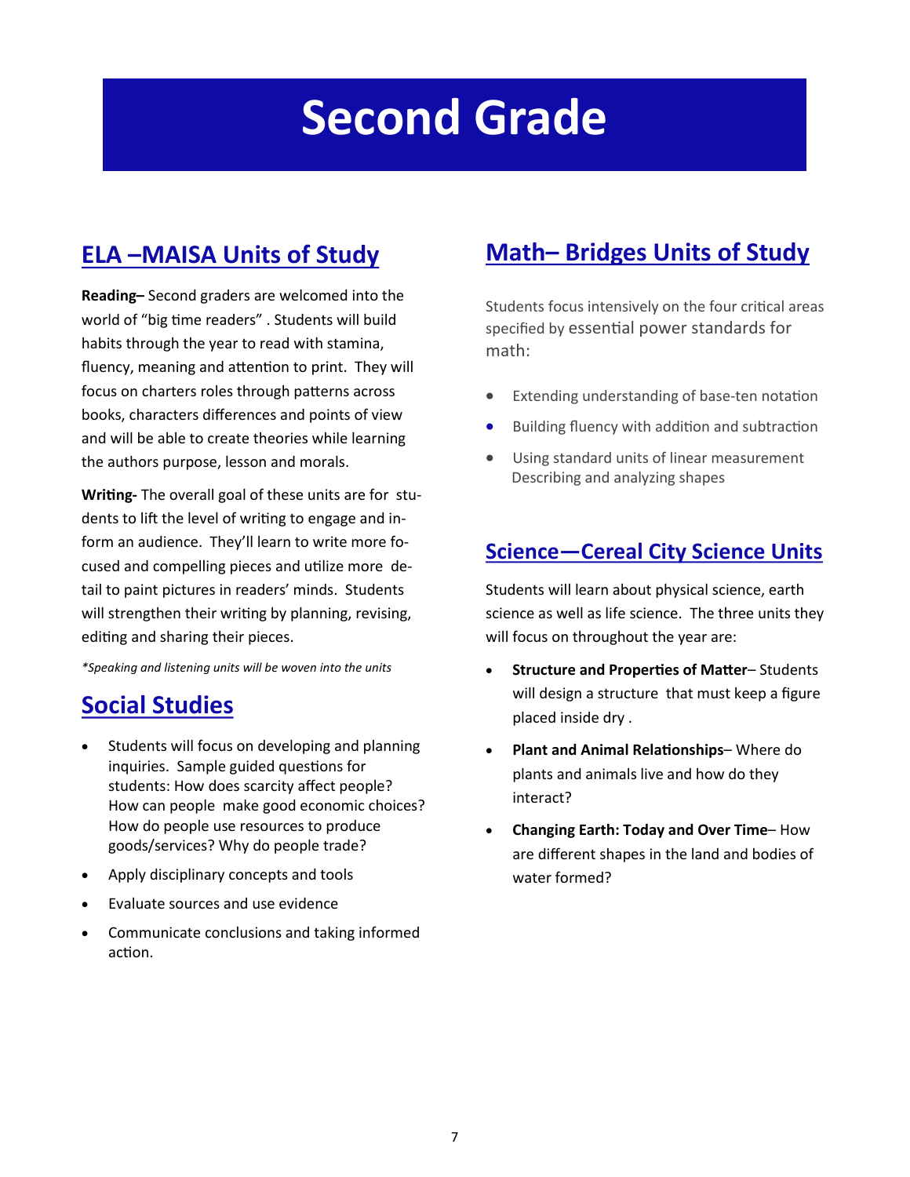# Second Grade

## ELA –MAISA Units of Study

**Reading–** Second graders are welcomed into the world of "big time readers" . Students will build habits through the year to read with stamina, fluency, meaning and attention to print. They will focus on charters roles through patterns across books, characters differences and points of view and will be able to create theories while learning the authors purpose, lesson and morals.

**Writing-** The overall goal of these units are for students to lift the level of writing to engage and inform an audience. They'll learn to write more focused and compelling pieces and utilize more detail to paint pictures in readers' minds. Students will strengthen their writing by planning, revising, editing and sharing their pieces.

*\*Speaking and listening units will be woven into the units*

## Social Studies

- Students will focus on developing and planning inquiries. Sample guided questions for students: How does scarcity affect people? How can people make good economic choices? How do people use resources to produce goods/services? Why do people trade?
- Apply disciplinary concepts and tools
- Evaluate sources and use evidence
- Communicate conclusions and taking informed action.

## Math– Bridges Units of Study

Students focus intensively on the four critical areas specified by essential power standards for math:

- Extending understanding of base-ten notation
- Building fluency with addition and subtraction
- Using standard units of linear measurement Describing and analyzing shapes

## Science—Cereal City Science Units

Students will learn about physical science, earth science as well as life science. The three units they will focus on throughout the year are:

- **Structure and Properties of Matter**– Students will design a structure that must keep a figure placed inside dry .
- **Plant and Animal Relationships**– Where do plants and animals live and how do they interact?
- **Changing Earth: Today and Over Time**– How are different shapes in the land and bodies of water formed?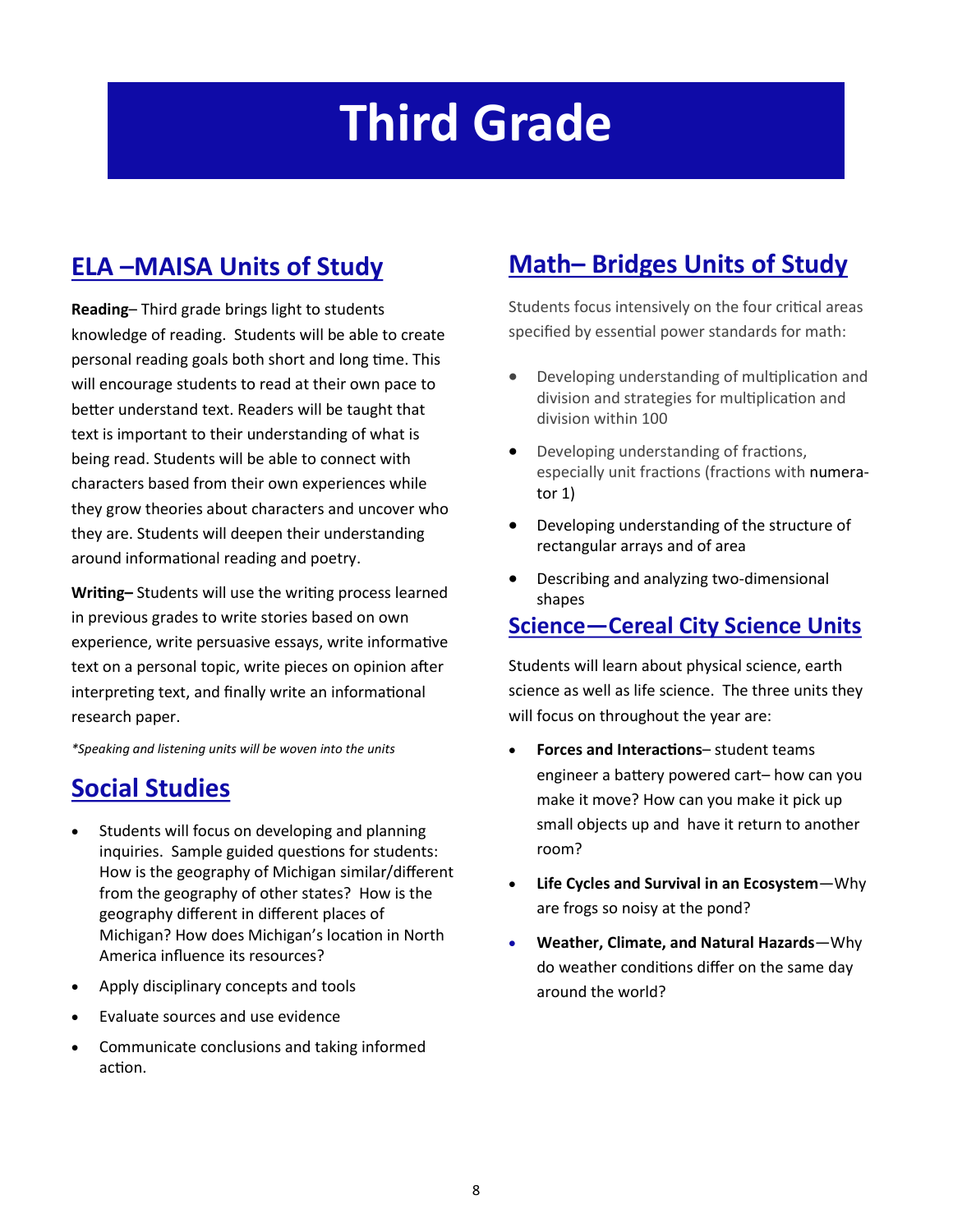# Third Grade

## ELA –MAISA Units of Study

**Reading**– Third grade brings light to students knowledge of reading. Students will be able to create personal reading goals both short and long time. This will encourage students to read at their own pace to better understand text. Readers will be taught that text is important to their understanding of what is being read. Students will be able to connect with characters based from their own experiences while they grow theories about characters and uncover who they are. Students will deepen their understanding around informational reading and poetry.

**Writing–** Students will use the writing process learned in previous grades to write stories based on own experience, write persuasive essays, write informative text on a personal topic, write pieces on opinion after interpreting text, and finally write an informational research paper.

*\*Speaking and listening units will be woven into the units*

## Social Studies

- Students will focus on developing and planning inquiries. Sample guided questions for students: How is the geography of Michigan similar/different from the geography of other states? How is the geography different in different places of Michigan? How does Michigan's location in North America influence its resources?
- Apply disciplinary concepts and tools
- Evaluate sources and use evidence
- Communicate conclusions and taking informed action.

## Math– Bridges Units of Study

Students focus intensively on the four critical areas specified by essential power standards for math:

- Developing understanding of multiplication and division and strategies for multiplication and division within 100
- Developing understanding of fractions, especially unit fractions (fractions with numerator 1)
- Developing understanding of the structure of rectangular arrays and of area
- Describing and analyzing two-dimensional shapes

## Science—Cereal City Science Units

Students will learn about physical science, earth science as well as life science. The three units they will focus on throughout the year are:

- **Forces and Interactions**– student teams engineer a battery powered cart– how can you make it move? How can you make it pick up small objects up and have it return to another room?
- **Life Cycles and Survival in an Ecosystem**—Why are frogs so noisy at the pond?
- **Weather, Climate, and Natural Hazards**—Why do weather conditions differ on the same day around the world?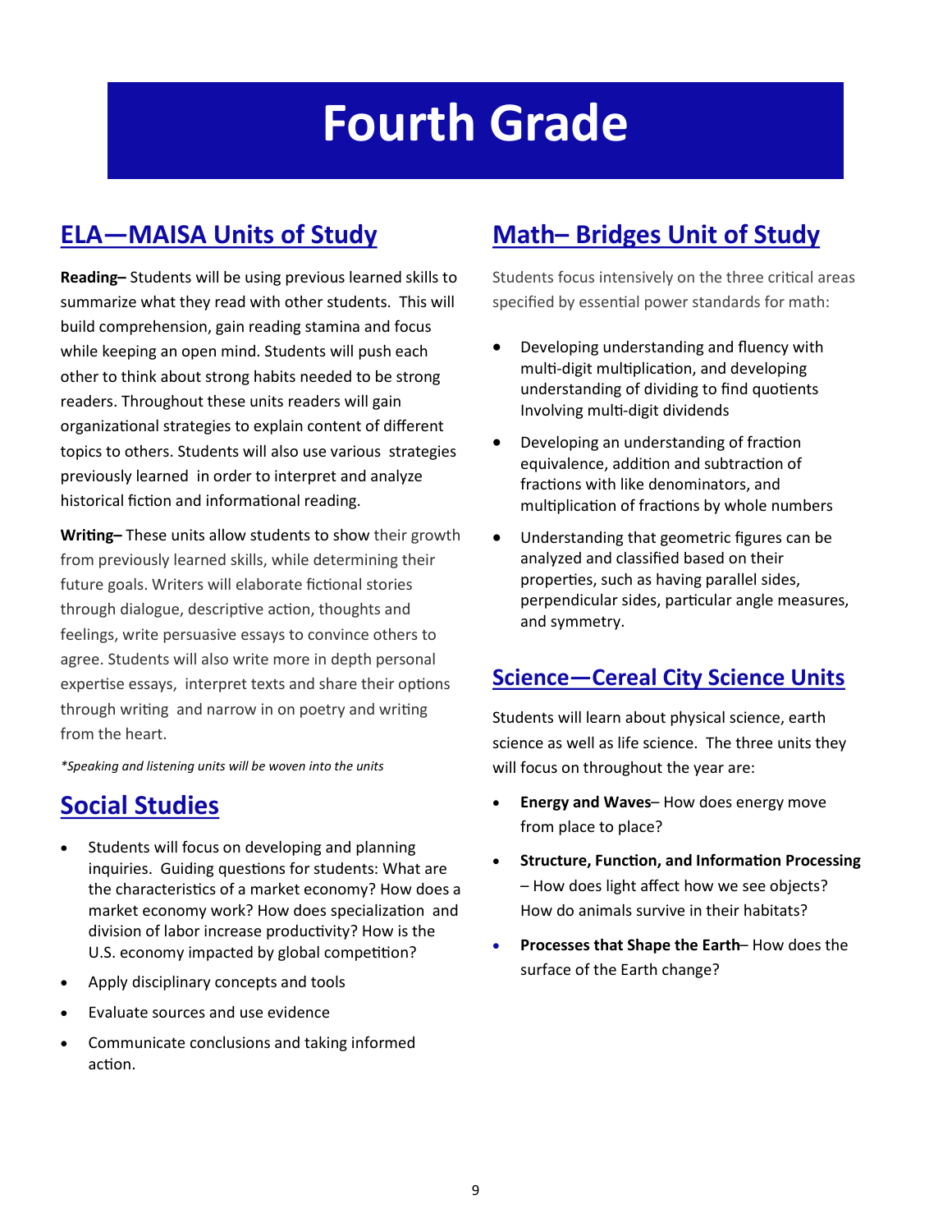# Fourth Grade

## ELA—MAISA Units of Study

**Reading–** Students will be using previous learned skills to summarize what they read with other students. This will build comprehension, gain reading stamina and focus while keeping an open mind. Students will push each other to think about strong habits needed to be strong readers. Throughout these units readers will gain organizational strategies to explain content of different topics to others. Students will also use various strategies previously learned in order to interpret and analyze historical fiction and informational reading.

**Writing–** These units allow students to show their growth from previously learned skills, while determining their future goals. Writers will elaborate fictional stories through dialogue, descriptive action, thoughts and feelings, write persuasive essays to convince others to agree. Students will also write more in depth personal expertise essays, interpret texts and share their options through writing and narrow in on poetry and writing from the heart.

*\*Speaking and listening units will be woven into the units*

## Social Studies

- Students will focus on developing and planning inquiries. Guiding questions for students: What are the characteristics of a market economy? How does a market economy work? How does specialization and division of labor increase productivity? How is the U.S. economy impacted by global competition?
- Apply disciplinary concepts and tools
- Evaluate sources and use evidence
- Communicate conclusions and taking informed action.

## Math– Bridges Unit of Study

Students focus intensively on the three critical areas specified by essential power standards for math:

- Developing understanding and fluency with multi-digit multiplication, and developing understanding of dividing to find quotients Involving multi-digit dividends
- Developing an understanding of fraction equivalence, addition and subtraction of fractions with like denominators, and multiplication of fractions by whole numbers
- Understanding that geometric figures can be analyzed and classified based on their properties, such as having parallel sides, perpendicular sides, particular angle measures, and symmetry.

## Science—Cereal City Science Units

Students will learn about physical science, earth science as well as life science. The three units they will focus on throughout the year are:

- **Energy and Waves**– How does energy move from place to place?
- **Structure, Function, and Information Processing** – How does light affect how we see objects? How do animals survive in their habitats?
- **Processes that Shape the Earth**– How does the surface of the Earth change?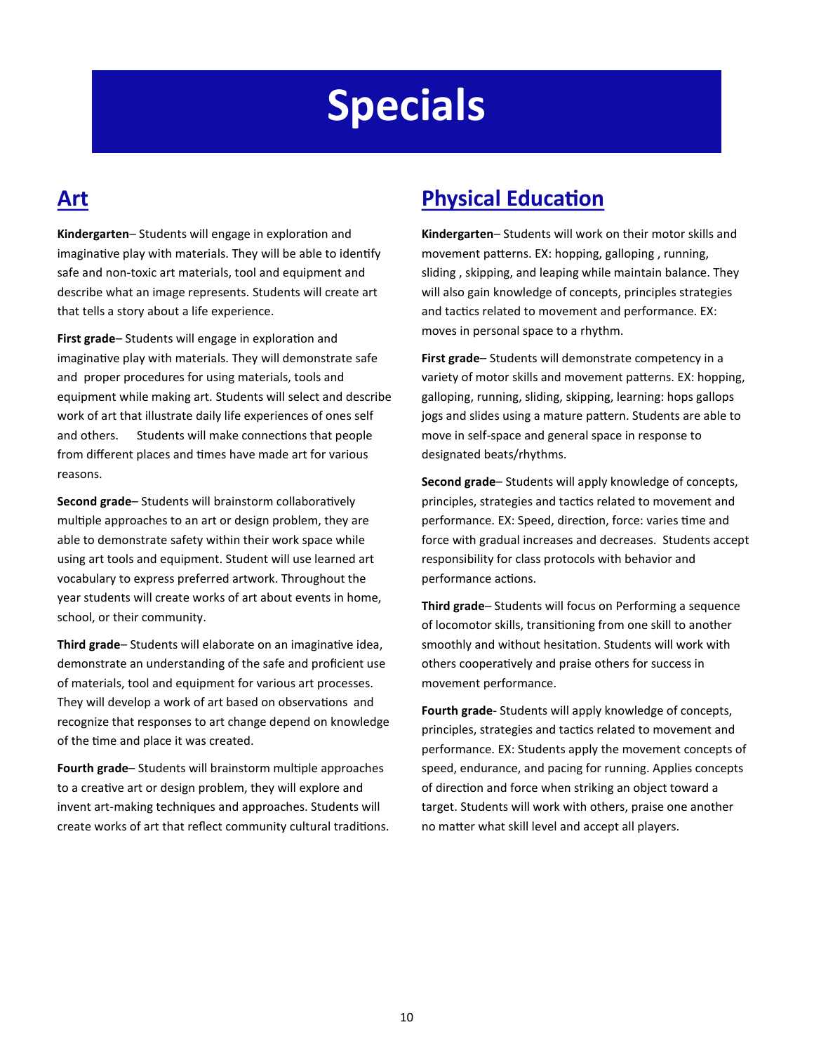# Specials

## Art

**Kindergarten**– Students will engage in exploration and imaginative play with materials. They will be able to identify safe and non-toxic art materials, tool and equipment and describe what an image represents. Students will create art that tells a story about a life experience.

**First grade**– Students will engage in exploration and imaginative play with materials. They will demonstrate safe and proper procedures for using materials, tools and equipment while making art. Students will select and describe work of art that illustrate daily life experiences of ones self and others. Students will make connections that people from different places and times have made art for various reasons.

**Second grade**– Students will brainstorm collaboratively multiple approaches to an art or design problem, they are able to demonstrate safety within their work space while using art tools and equipment. Student will use learned art vocabulary to express preferred artwork. Throughout the year students will create works of art about events in home, school, or their community.

**Third grade**– Students will elaborate on an imaginative idea, demonstrate an understanding of the safe and proficient use of materials, tool and equipment for various art processes. They will develop a work of art based on observations and recognize that responses to art change depend on knowledge of the time and place it was created.

**Fourth grade**– Students will brainstorm multiple approaches to a creative art or design problem, they will explore and invent art-making techniques and approaches. Students will create works of art that reflect community cultural traditions.

## Physical Education

**Kindergarten**– Students will work on their motor skills and movement patterns. EX: hopping, galloping , running, sliding , skipping, and leaping while maintain balance. They will also gain knowledge of concepts, principles strategies and tactics related to movement and performance. EX: moves in personal space to a rhythm.

**First grade**– Students will demonstrate competency in a variety of motor skills and movement patterns. EX: hopping, galloping, running, sliding, skipping, learning: hops gallops jogs and slides using a mature pattern. Students are able to move in self-space and general space in response to designated beats/rhythms.

**Second grade**– Students will apply knowledge of concepts, principles, strategies and tactics related to movement and performance. EX: Speed, direction, force: varies time and force with gradual increases and decreases. Students accept responsibility for class protocols with behavior and performance actions.

**Third grade**– Students will focus on Performing a sequence of locomotor skills, transitioning from one skill to another smoothly and without hesitation. Students will work with others cooperatively and praise others for success in movement performance.

**Fourth grade**- Students will apply knowledge of concepts, principles, strategies and tactics related to movement and performance. EX: Students apply the movement concepts of speed, endurance, and pacing for running. Applies concepts of direction and force when striking an object toward a target. Students will work with others, praise one another no matter what skill level and accept all players.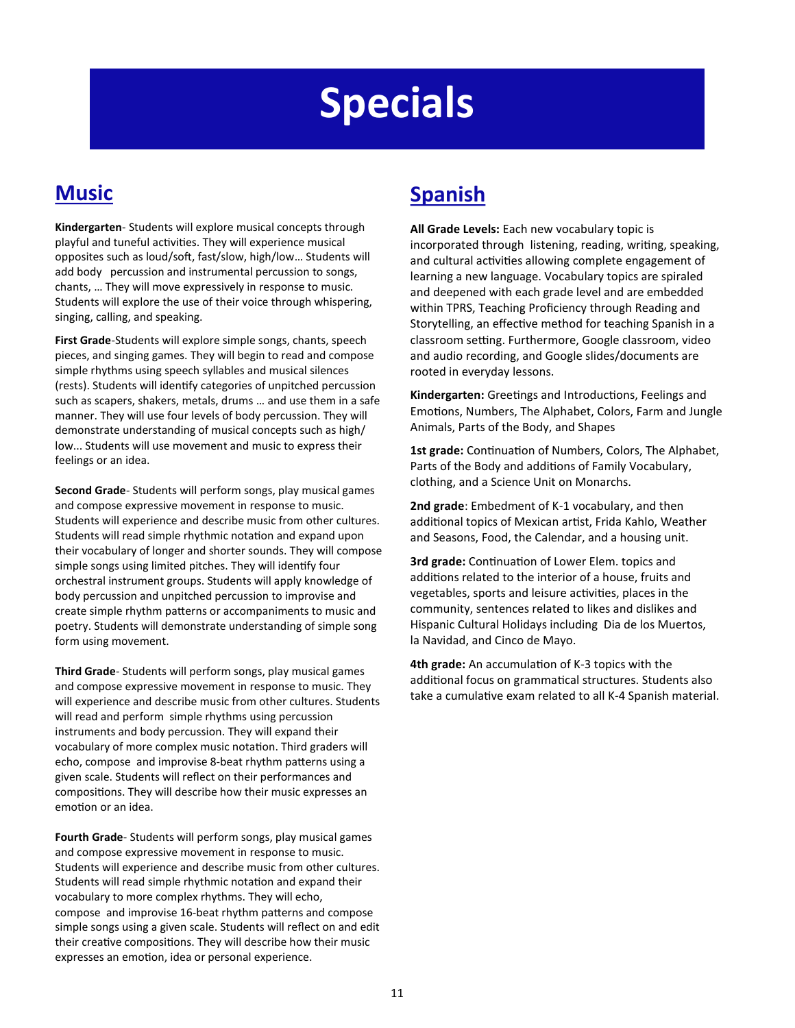# Specials

## Music

**Kindergarten**- Students will explore musical concepts through playful and tuneful activities. They will experience musical opposites such as loud/soft, fast/slow, high/low… Students will add body  percussion and instrumental percussion to songs, chants, … They will move expressively in response to music. Students will explore the use of their voice through whispering, singing, calling, and speaking.

**First Grade**-Students will explore simple songs, chants, speech pieces, and singing games. They will begin to read and compose simple rhythms using speech syllables and musical silences (rests). Students will identify categories of unpitched percussion such as scapers, shakers, metals, drums … and use them in a safe manner. They will use four levels of body percussion. They will demonstrate understanding of musical concepts such as high/low... Students will use movement and music to express their feelings or an idea.

**Second Grade**- Students will perform songs, play musical games and compose expressive movement in response to music. Students will experience and describe music from other cultures. Students will read simple rhythmic notation and expand upon their vocabulary of longer and shorter sounds. They will compose simple songs using limited pitches. They will identify four orchestral instrument groups. Students will apply knowledge of body percussion and unpitched percussion to improvise and create simple rhythm patterns or accompaniments to music and poetry. Students will demonstrate understanding of simple song form using movement.

**Third Grade**- Students will perform songs, play musical games and compose expressive movement in response to music. They will experience and describe music from other cultures. Students will read and perform simple rhythms using percussion instruments and body percussion. They will expand their vocabulary of more complex music notation. Third graders will echo, compose and improvise 8-beat rhythm patterns using a given scale. Students will reflect on their performances and compositions. They will describe how their music expresses an emotion or an idea.

**Fourth Grade**- Students will perform songs, play musical games and compose expressive movement in response to music. Students will experience and describe music from other cultures. Students will read simple rhythmic notation and expand their vocabulary to more complex rhythms. They will echo, compose and improvise 16-beat rhythm patterns and compose simple songs using a given scale. Students will reflect on and edit their creative compositions. They will describe how their music expresses an emotion, idea or personal experience.

## Spanish

**All Grade Levels:** Each new vocabulary topic is incorporated through listening, reading, writing, speaking, and cultural activities allowing complete engagement of learning a new language. Vocabulary topics are spiraled and deepened with each grade level and are embedded within TPRS, Teaching Proficiency through Reading and Storytelling, an effective method for teaching Spanish in a classroom setting. Furthermore, Google classroom, video and audio recording, and Google slides/documents are rooted in everyday lessons.

**Kindergarten:** Greetings and Introductions, Feelings and Emotions, Numbers, The Alphabet, Colors, Farm and Jungle Animals, Parts of the Body, and Shapes

**1st grade:** Continuation of Numbers, Colors, The Alphabet, Parts of the Body and additions of Family Vocabulary, clothing, and a Science Unit on Monarchs.

**2nd grade**: Embedment of K-1 vocabulary, and then additional topics of Mexican artist, Frida Kahlo, Weather and Seasons, Food, the Calendar, and a housing unit.

**3rd grade:** Continuation of Lower Elem. topics and additions related to the interior of a house, fruits and vegetables, sports and leisure activities, places in the community, sentences related to likes and dislikes and Hispanic Cultural Holidays including Dia de los Muertos, la Navidad, and Cinco de Mayo.

**4th grade:** An accumulation of K-3 topics with the additional focus on grammatical structures. Students also take a cumulative exam related to all K-4 Spanish material.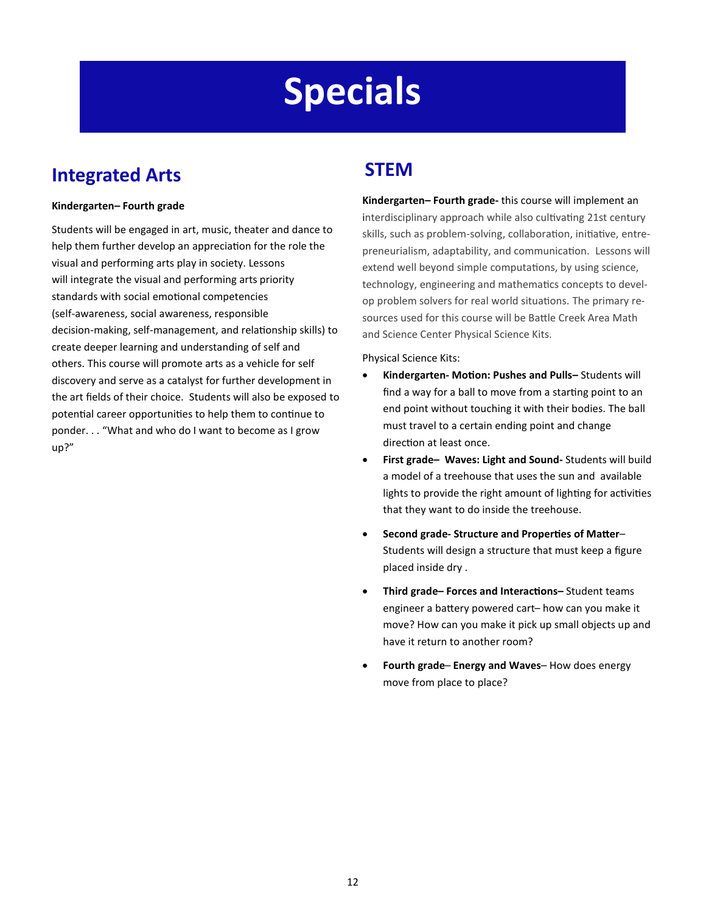# Specials

## Integrated Arts

**Kindergarten– Fourth grade**

Students will be engaged in art, music, theater and dance to help them further develop an appreciation for the role the visual and performing arts play in society. Lessons will integrate the visual and performing arts priority standards with social emotional competencies (self-awareness, social awareness, responsible decision-making, self-management, and relationship skills) to create deeper learning and understanding of self and others. This course will promote arts as a vehicle for self discovery and serve as a catalyst for further development in the art fields of their choice. Students will also be exposed to potential career opportunities to help them to continue to ponder. . . "What and who do I want to become as I grow up?"

## STEM

**Kindergarten– Fourth grade-** this course will implement an interdisciplinary approach while also cultivating 21st century skills, such as problem-solving, collaboration, initiative, entrepreneurialism, adaptability, and communication. Lessons will extend well beyond simple computations, by using science, technology, engineering and mathematics concepts to develop problem solvers for real world situations. The primary resources used for this course will be Battle Creek Area Math and Science Center Physical Science Kits.

Physical Science Kits:

- **Kindergarten- Motion: Pushes and Pulls–** Students will find a way for a ball to move from a starting point to an end point without touching it with their bodies. The ball must travel to a certain ending point and change direction at least once.
- **First grade– Waves: Light and Sound-** Students will build a model of a treehouse that uses the sun and available lights to provide the right amount of lighting for activities that they want to do inside the treehouse.
- **Second grade- Structure and Properties of Matter**– Students will design a structure that must keep a figure placed inside dry .
- **Third grade– Forces and Interactions–** Student teams engineer a battery powered cart– how can you make it move? How can you make it pick up small objects up and have it return to another room?
- **Fourth grade**– **Energy and Waves**– How does energy move from place to place?